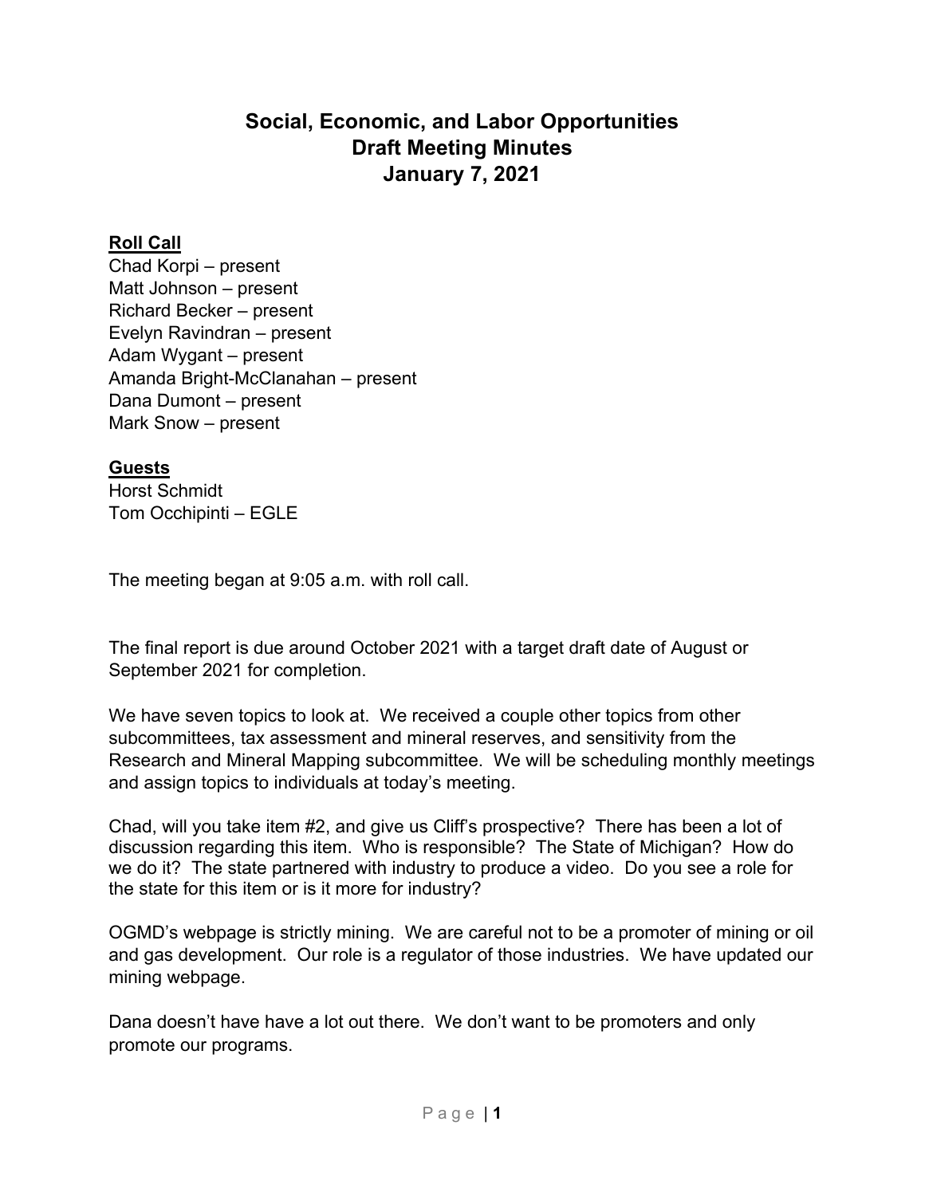# Social, Economic, and Labor Opportunities
# Draft Meeting Minutes
# January 7, 2021

**Roll Call**

Chad Korpi – present
Matt Johnson – present
Richard Becker – present
Evelyn Ravindran – present
Adam Wygant – present
Amanda Bright-McClanahan – present
Dana Dumont – present
Mark Snow – present

**Guests**

Horst Schmidt
Tom Occhipinti – EGLE

The meeting began at 9:05 a.m. with roll call.

The final report is due around October 2021 with a target draft date of August or September 2021 for completion.

We have seven topics to look at. We received a couple other topics from other subcommittees, tax assessment and mineral reserves, and sensitivity from the Research and Mineral Mapping subcommittee. We will be scheduling monthly meetings and assign topics to individuals at today's meeting.

Chad, will you take item #2, and give us Cliff's prospective? There has been a lot of discussion regarding this item. Who is responsible? The State of Michigan? How do we do it? The state partnered with industry to produce a video. Do you see a role for the state for this item or is it more for industry?

OGMD's webpage is strictly mining. We are careful not to be a promoter of mining or oil and gas development. Our role is a regulator of those industries. We have updated our mining webpage.

Dana doesn't have have a lot out there. We don't want to be promoters and only promote our programs.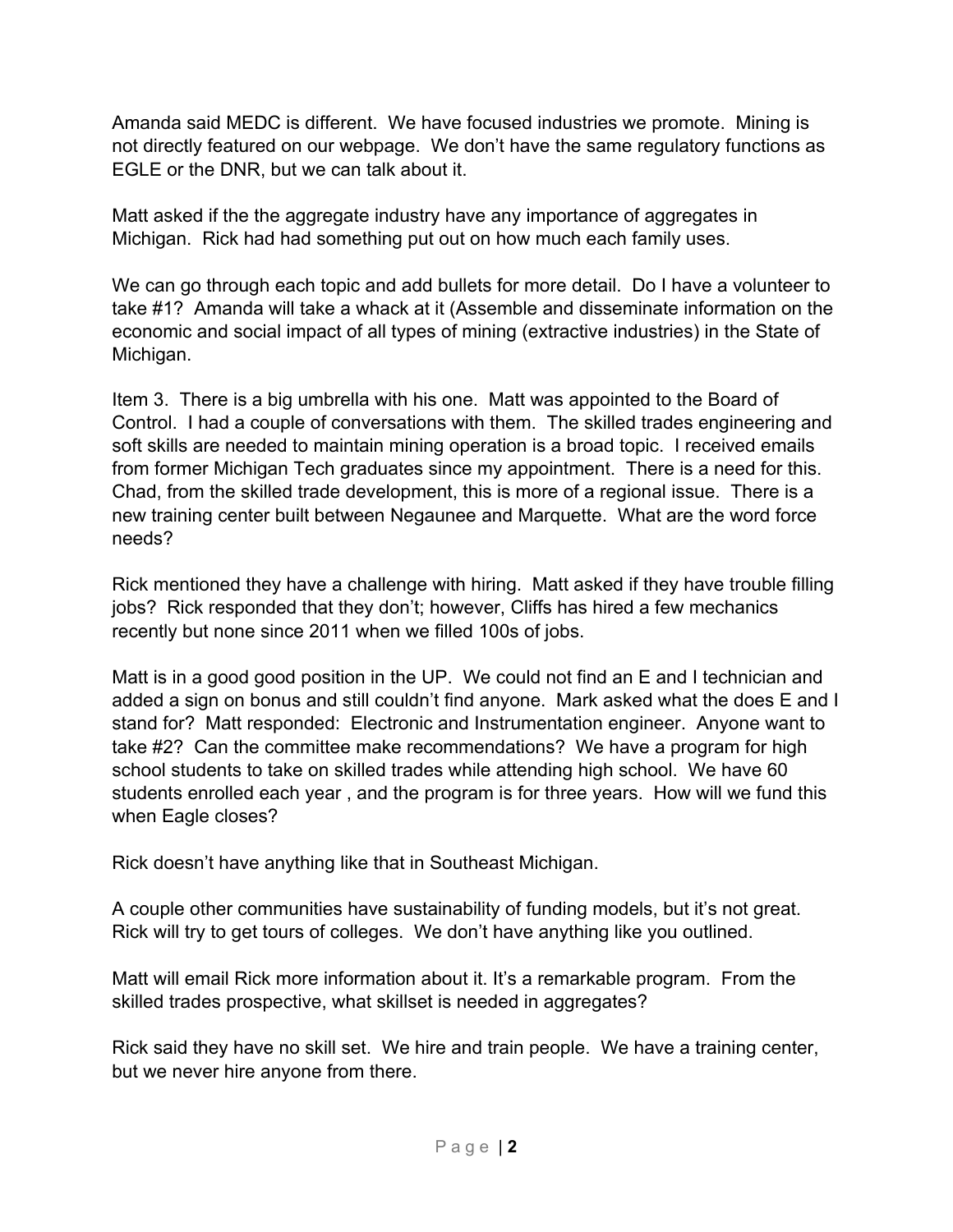Amanda said MEDC is different. We have focused industries we promote. Mining is not directly featured on our webpage. We don't have the same regulatory functions as EGLE or the DNR, but we can talk about it.

Matt asked if the the aggregate industry have any importance of aggregates in Michigan. Rick had had something put out on how much each family uses.

We can go through each topic and add bullets for more detail. Do I have a volunteer to take #1? Amanda will take a whack at it (Assemble and disseminate information on the economic and social impact of all types of mining (extractive industries) in the State of Michigan.

Item 3. There is a big umbrella with his one. Matt was appointed to the Board of Control. I had a couple of conversations with them. The skilled trades engineering and soft skills are needed to maintain mining operation is a broad topic. I received emails from former Michigan Tech graduates since my appointment. There is a need for this. Chad, from the skilled trade development, this is more of a regional issue. There is a new training center built between Negaunee and Marquette. What are the word force needs?

Rick mentioned they have a challenge with hiring. Matt asked if they have trouble filling jobs? Rick responded that they don't; however, Cliffs has hired a few mechanics recently but none since 2011 when we filled 100s of jobs.

Matt is in a good good position in the UP. We could not find an E and I technician and added a sign on bonus and still couldn't find anyone. Mark asked what the does E and I stand for? Matt responded: Electronic and Instrumentation engineer. Anyone want to take #2? Can the committee make recommendations? We have a program for high school students to take on skilled trades while attending high school. We have 60 students enrolled each year , and the program is for three years. How will we fund this when Eagle closes?

Rick doesn't have anything like that in Southeast Michigan.

A couple other communities have sustainability of funding models, but it's not great. Rick will try to get tours of colleges. We don't have anything like you outlined.

Matt will email Rick more information about it. It's a remarkable program. From the skilled trades prospective, what skillset is needed in aggregates?

Rick said they have no skill set. We hire and train people. We have a training center, but we never hire anyone from there.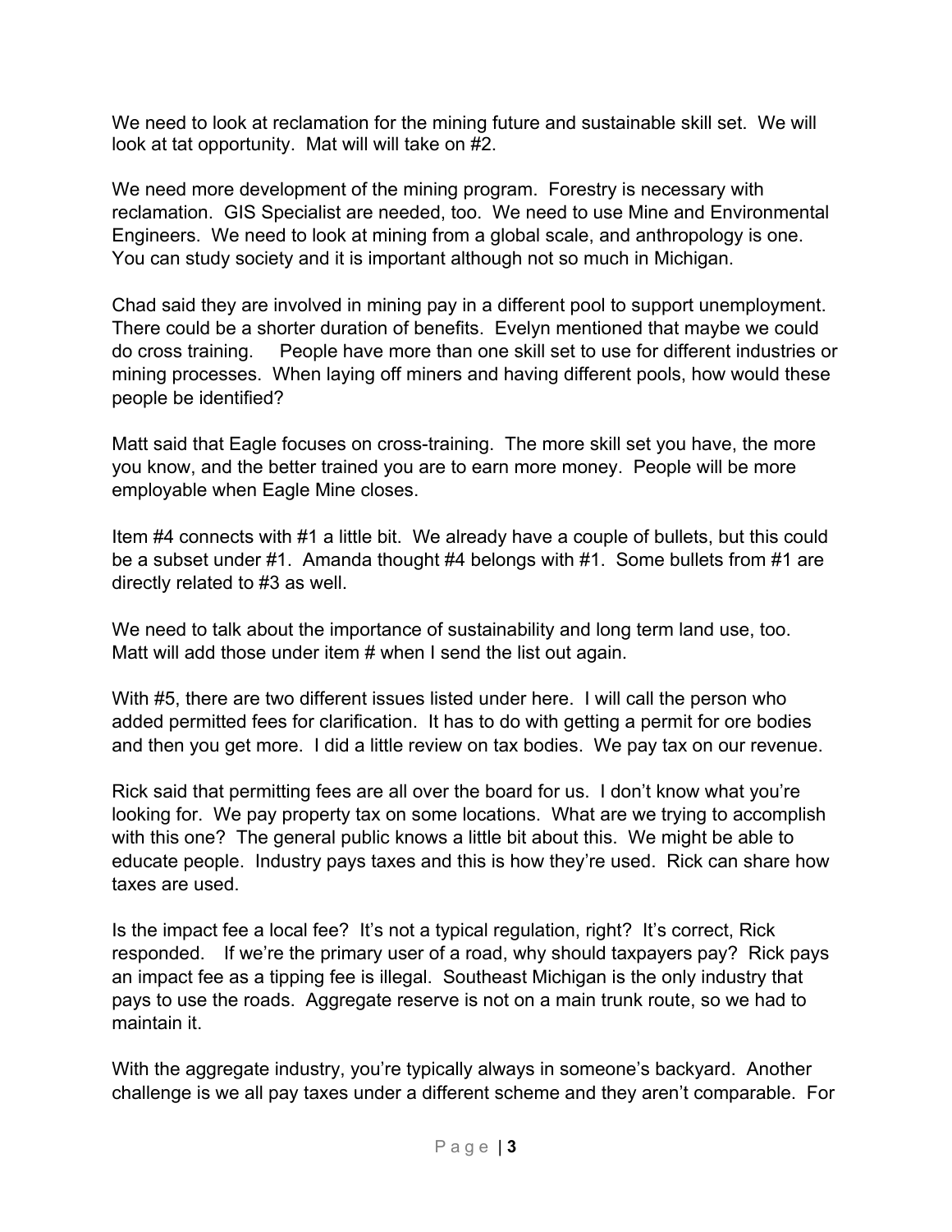We need to look at reclamation for the mining future and sustainable skill set. We will look at tat opportunity. Mat will will take on #2.

We need more development of the mining program. Forestry is necessary with reclamation. GIS Specialist are needed, too. We need to use Mine and Environmental Engineers. We need to look at mining from a global scale, and anthropology is one. You can study society and it is important although not so much in Michigan.

Chad said they are involved in mining pay in a different pool to support unemployment. There could be a shorter duration of benefits. Evelyn mentioned that maybe we could do cross training. People have more than one skill set to use for different industries or mining processes. When laying off miners and having different pools, how would these people be identified?

Matt said that Eagle focuses on cross-training. The more skill set you have, the more you know, and the better trained you are to earn more money. People will be more employable when Eagle Mine closes.

Item #4 connects with #1 a little bit. We already have a couple of bullets, but this could be a subset under #1. Amanda thought #4 belongs with #1. Some bullets from #1 are directly related to #3 as well.

We need to talk about the importance of sustainability and long term land use, too. Matt will add those under item # when I send the list out again.

With #5, there are two different issues listed under here. I will call the person who added permitted fees for clarification. It has to do with getting a permit for ore bodies and then you get more. I did a little review on tax bodies. We pay tax on our revenue.

Rick said that permitting fees are all over the board for us. I don't know what you're looking for. We pay property tax on some locations. What are we trying to accomplish with this one? The general public knows a little bit about this. We might be able to educate people. Industry pays taxes and this is how they're used. Rick can share how taxes are used.

Is the impact fee a local fee? It's not a typical regulation, right? It's correct, Rick responded. If we're the primary user of a road, why should taxpayers pay? Rick pays an impact fee as a tipping fee is illegal. Southeast Michigan is the only industry that pays to use the roads. Aggregate reserve is not on a main trunk route, so we had to maintain it.

With the aggregate industry, you're typically always in someone's backyard. Another challenge is we all pay taxes under a different scheme and they aren't comparable. For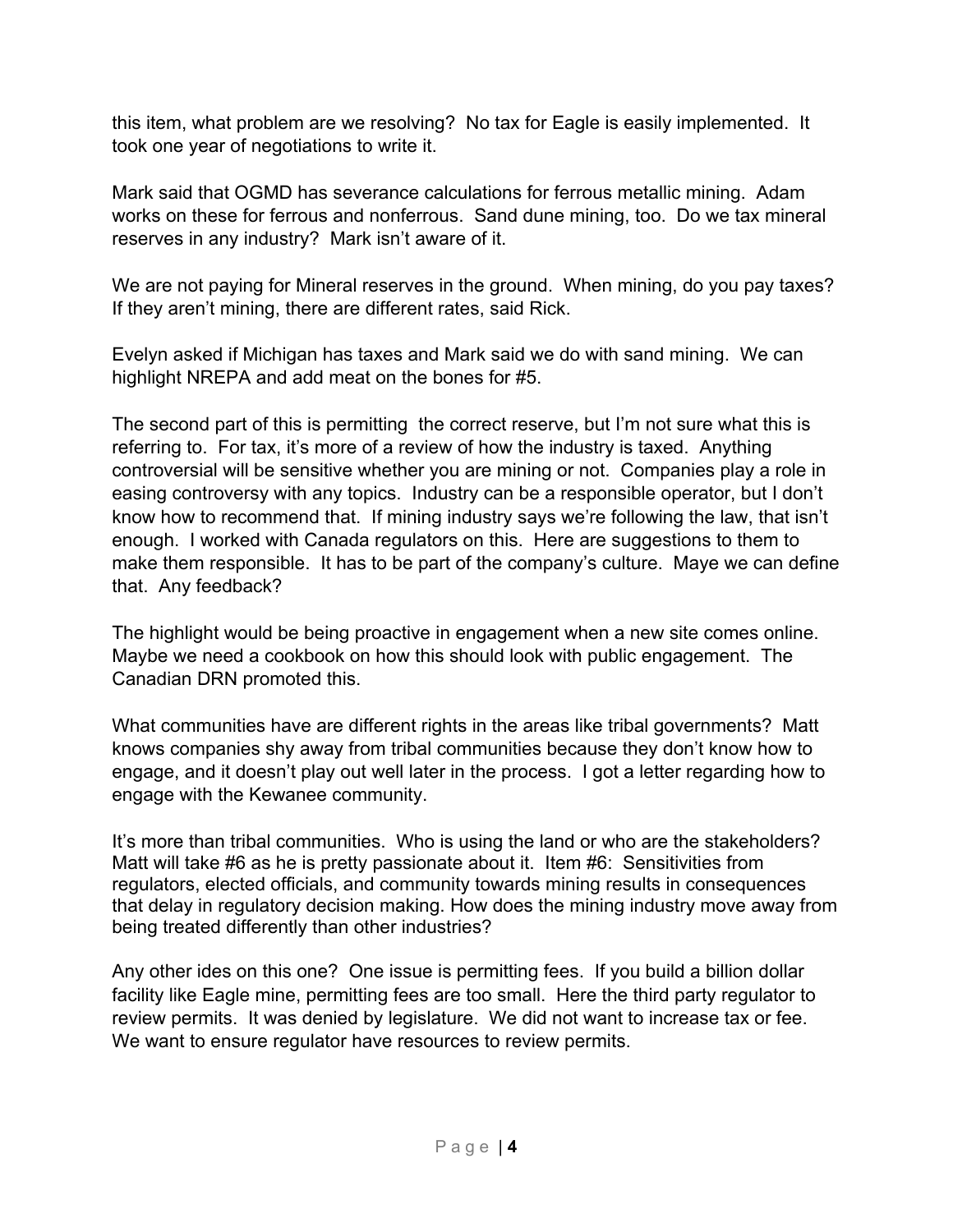this item, what problem are we resolving? No tax for Eagle is easily implemented. It took one year of negotiations to write it.

Mark said that OGMD has severance calculations for ferrous metallic mining. Adam works on these for ferrous and nonferrous. Sand dune mining, too. Do we tax mineral reserves in any industry? Mark isn't aware of it.

We are not paying for Mineral reserves in the ground. When mining, do you pay taxes? If they aren't mining, there are different rates, said Rick.

Evelyn asked if Michigan has taxes and Mark said we do with sand mining. We can highlight NREPA and add meat on the bones for #5.

The second part of this is permitting the correct reserve, but I'm not sure what this is referring to. For tax, it's more of a review of how the industry is taxed. Anything controversial will be sensitive whether you are mining or not. Companies play a role in easing controversy with any topics. Industry can be a responsible operator, but I don't know how to recommend that. If mining industry says we're following the law, that isn't enough. I worked with Canada regulators on this. Here are suggestions to them to make them responsible. It has to be part of the company's culture. Maye we can define that. Any feedback?

The highlight would be being proactive in engagement when a new site comes online. Maybe we need a cookbook on how this should look with public engagement. The Canadian DRN promoted this.

What communities have are different rights in the areas like tribal governments? Matt knows companies shy away from tribal communities because they don't know how to engage, and it doesn't play out well later in the process. I got a letter regarding how to engage with the Kewanee community.

It's more than tribal communities. Who is using the land or who are the stakeholders? Matt will take #6 as he is pretty passionate about it. Item #6: Sensitivities from regulators, elected officials, and community towards mining results in consequences that delay in regulatory decision making. How does the mining industry move away from being treated differently than other industries?

Any other ides on this one? One issue is permitting fees. If you build a billion dollar facility like Eagle mine, permitting fees are too small. Here the third party regulator to review permits. It was denied by legislature. We did not want to increase tax or fee. We want to ensure regulator have resources to review permits.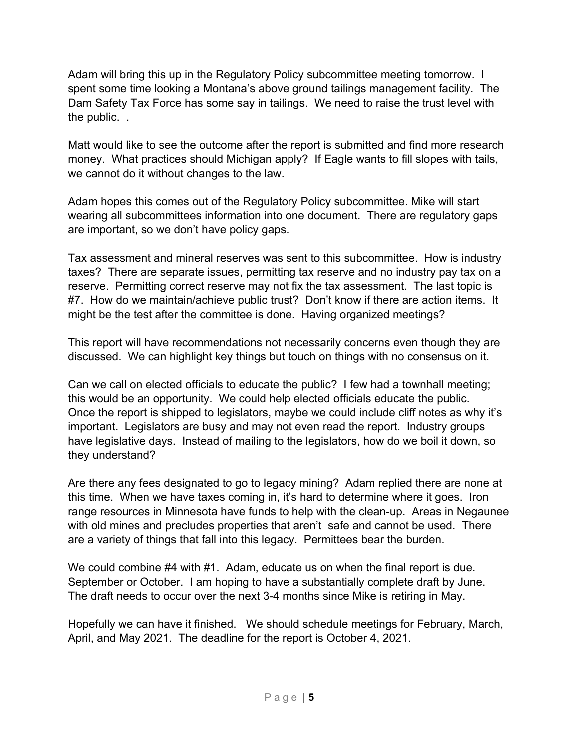Adam will bring this up in the Regulatory Policy subcommittee meeting tomorrow. I spent some time looking a Montana's above ground tailings management facility. The Dam Safety Tax Force has some say in tailings. We need to raise the trust level with the public. .

Matt would like to see the outcome after the report is submitted and find more research money. What practices should Michigan apply? If Eagle wants to fill slopes with tails, we cannot do it without changes to the law.

Adam hopes this comes out of the Regulatory Policy subcommittee. Mike will start wearing all subcommittees information into one document. There are regulatory gaps are important, so we don't have policy gaps.

Tax assessment and mineral reserves was sent to this subcommittee. How is industry taxes? There are separate issues, permitting tax reserve and no industry pay tax on a reserve. Permitting correct reserve may not fix the tax assessment. The last topic is #7. How do we maintain/achieve public trust? Don't know if there are action items. It might be the test after the committee is done. Having organized meetings?

This report will have recommendations not necessarily concerns even though they are discussed. We can highlight key things but touch on things with no consensus on it.

Can we call on elected officials to educate the public? I few had a townhall meeting; this would be an opportunity. We could help elected officials educate the public. Once the report is shipped to legislators, maybe we could include cliff notes as why it's important. Legislators are busy and may not even read the report. Industry groups have legislative days. Instead of mailing to the legislators, how do we boil it down, so they understand?

Are there any fees designated to go to legacy mining? Adam replied there are none at this time. When we have taxes coming in, it's hard to determine where it goes. Iron range resources in Minnesota have funds to help with the clean-up. Areas in Negaunee with old mines and precludes properties that aren't safe and cannot be used. There are a variety of things that fall into this legacy. Permittees bear the burden.

We could combine #4 with #1. Adam, educate us on when the final report is due. September or October. I am hoping to have a substantially complete draft by June. The draft needs to occur over the next 3-4 months since Mike is retiring in May.

Hopefully we can have it finished. We should schedule meetings for February, March, April, and May 2021. The deadline for the report is October 4, 2021.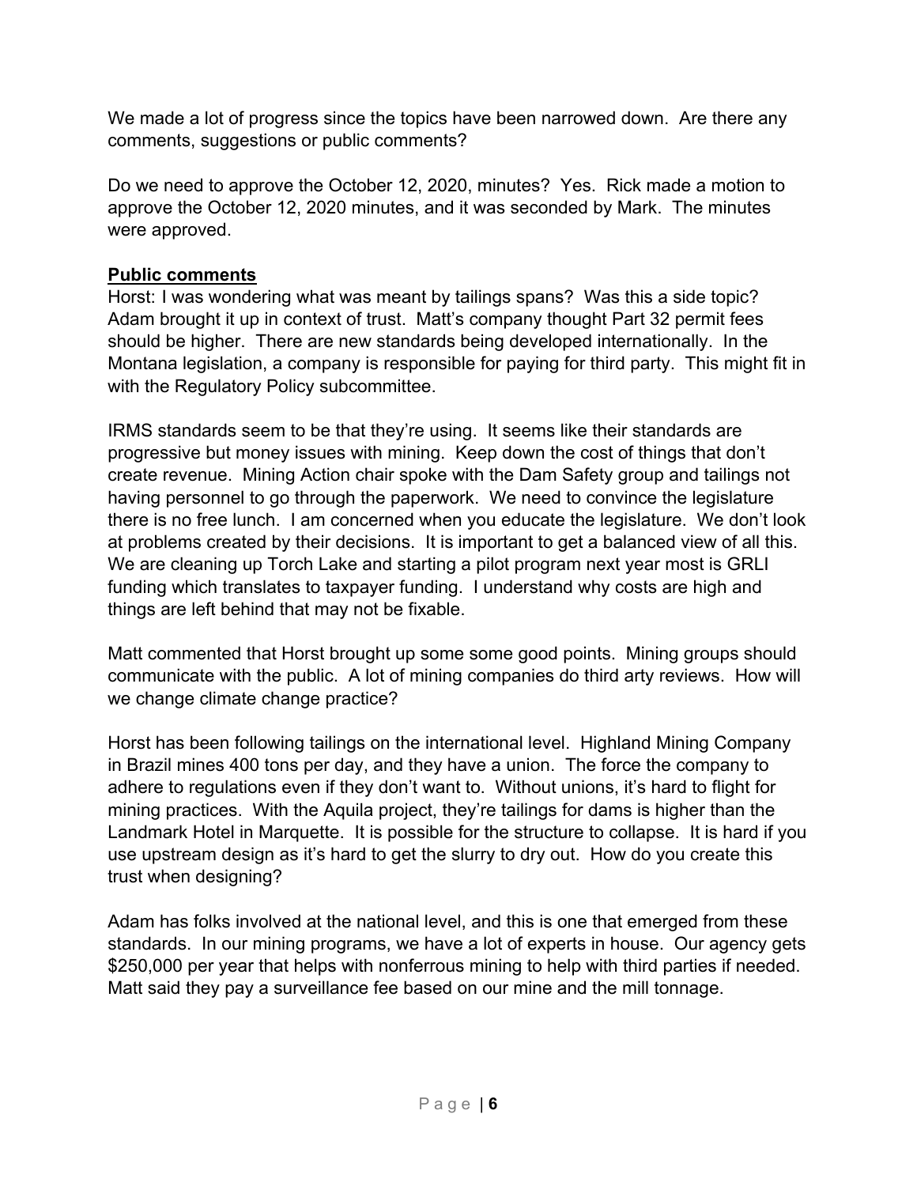We made a lot of progress since the topics have been narrowed down. Are there any comments, suggestions or public comments?

Do we need to approve the October 12, 2020, minutes? Yes. Rick made a motion to approve the October 12, 2020 minutes, and it was seconded by Mark. The minutes were approved.

**Public comments**

Horst: I was wondering what was meant by tailings spans? Was this a side topic? Adam brought it up in context of trust. Matt's company thought Part 32 permit fees should be higher. There are new standards being developed internationally. In the Montana legislation, a company is responsible for paying for third party. This might fit in with the Regulatory Policy subcommittee.

IRMS standards seem to be that they're using. It seems like their standards are progressive but money issues with mining. Keep down the cost of things that don't create revenue. Mining Action chair spoke with the Dam Safety group and tailings not having personnel to go through the paperwork. We need to convince the legislature there is no free lunch. I am concerned when you educate the legislature. We don't look at problems created by their decisions. It is important to get a balanced view of all this. We are cleaning up Torch Lake and starting a pilot program next year most is GRLI funding which translates to taxpayer funding. I understand why costs are high and things are left behind that may not be fixable.

Matt commented that Horst brought up some some good points. Mining groups should communicate with the public. A lot of mining companies do third arty reviews. How will we change climate change practice?

Horst has been following tailings on the international level. Highland Mining Company in Brazil mines 400 tons per day, and they have a union. The force the company to adhere to regulations even if they don't want to. Without unions, it's hard to flight for mining practices. With the Aquila project, they're tailings for dams is higher than the Landmark Hotel in Marquette. It is possible for the structure to collapse. It is hard if you use upstream design as it's hard to get the slurry to dry out. How do you create this trust when designing?

Adam has folks involved at the national level, and this is one that emerged from these standards. In our mining programs, we have a lot of experts in house. Our agency gets $250,000 per year that helps with nonferrous mining to help with third parties if needed. Matt said they pay a surveillance fee based on our mine and the mill tonnage.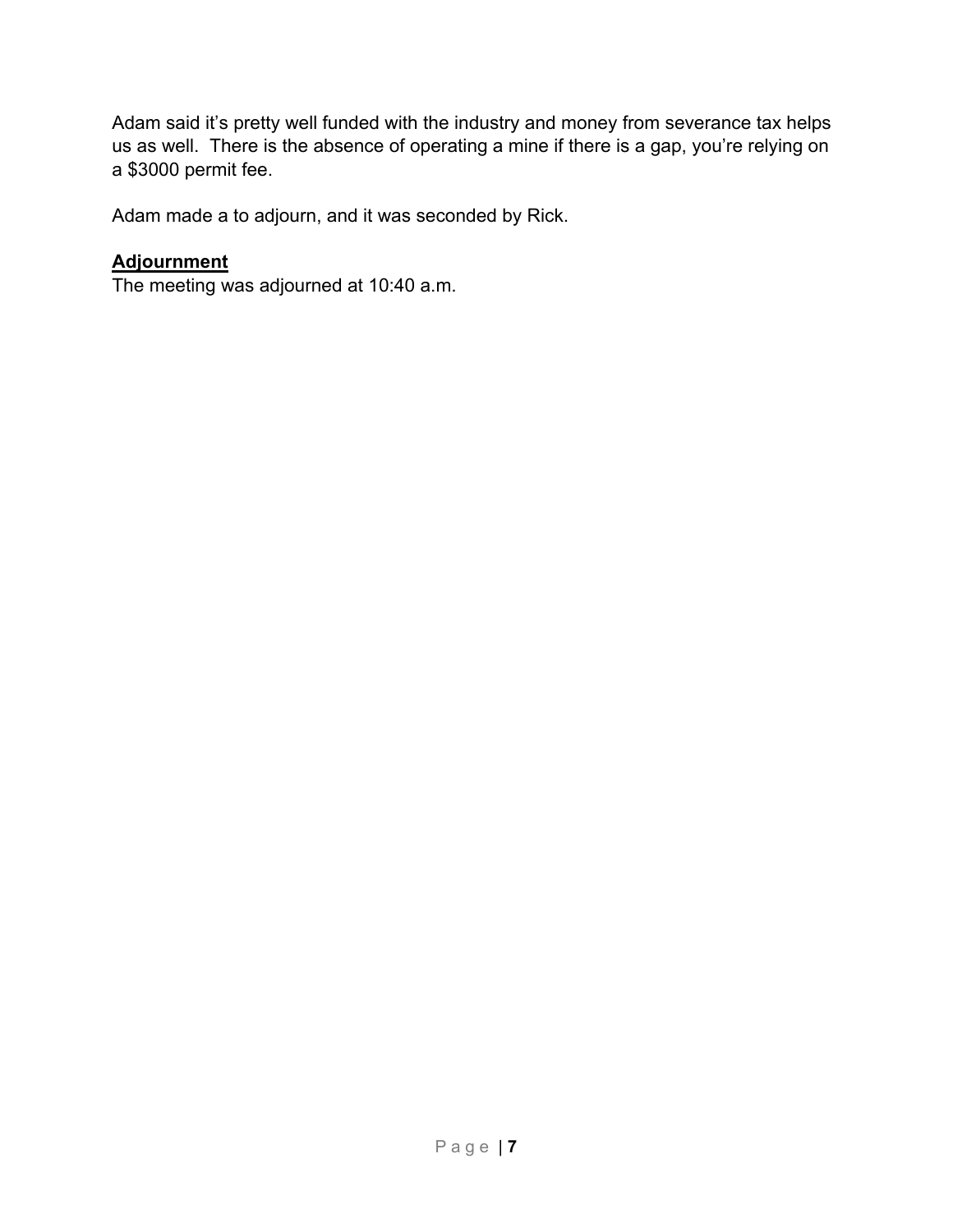Adam said it's pretty well funded with the industry and money from severance tax helps us as well. There is the absence of operating a mine if there is a gap, you're relying on a $3000 permit fee.

Adam made a to adjourn, and it was seconded by Rick.

**Adjournment**

The meeting was adjourned at 10:40 a.m.